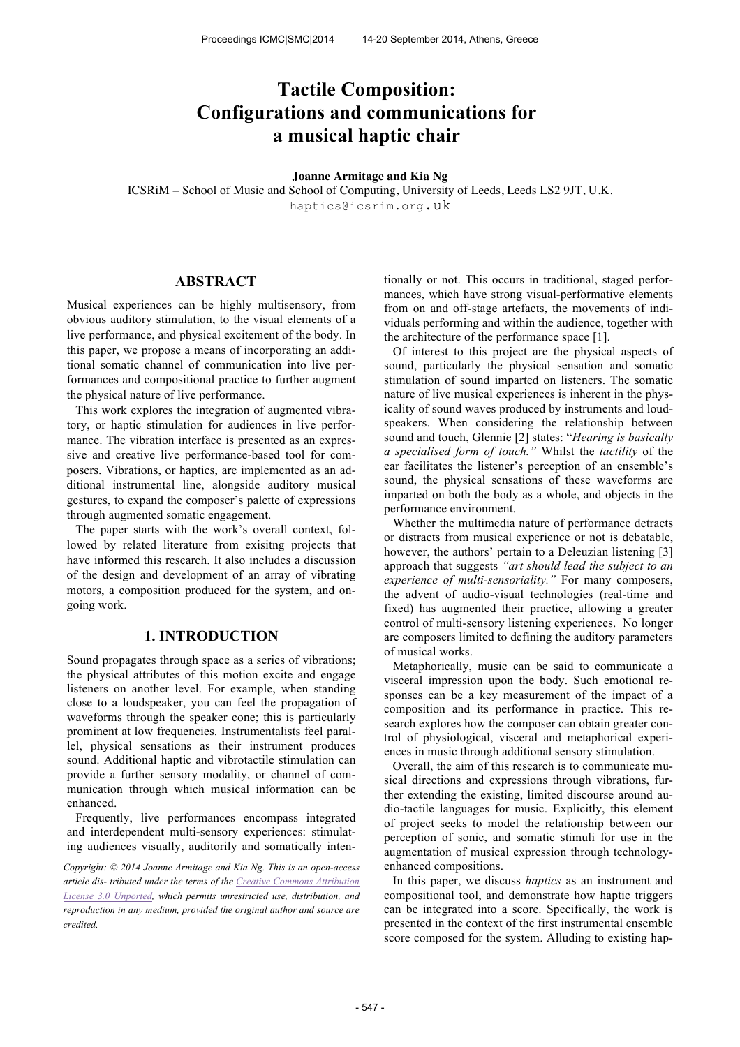# Tactile Composition: Configurations and communications for a musical haptic chair

**Joanne Armitage and Kia Ng**

ICSRiM – School of Music and School of Computing, University of Leeds, Leeds LS2 9JT, U.K.

haptics@icsrim.org.uk

## ABSTRACT

Musical experiences can be highly multisensory, from obvious auditory stimulation, to the visual elements of a live performance, and physical excitement of the body. In this paper, we propose a means of incorporating an additional somatic channel of communication into live performances and compositional practice to further augment the physical nature of live performance.

This work explores the integration of augmented vibratory, or haptic stimulation for audiences in live performance. The vibration interface is presented as an expressive and creative live performance-based tool for composers. Vibrations, or haptics, are implemented as an additional instrumental line, alongside auditory musical gestures, to expand the composer's palette of expressions through augmented somatic engagement.

The paper starts with the work's overall context, followed by related literature from exisitng projects that have informed this research. It also includes a discussion of the design and development of an array of vibrating motors, a composition produced for the system, and ongoing work.

## 1. INTRODUCTION

Sound propagates through space as a series of vibrations; the physical attributes of this motion excite and engage listeners on another level. For example, when standing close to a loudspeaker, you can feel the propagation of waveforms through the speaker cone; this is particularly prominent at low frequencies. Instrumentalists feel parallel, physical sensations as their instrument produces sound. Additional haptic and vibrotactile stimulation can provide a further sensory modality, or channel of communication through which musical information can be enhanced.

Frequently, live performances encompass integrated and interdependent multi-sensory experiences: stimulating audiences visually, auditorily and somatically intentionally or not. This occurs in traditional, staged performances, which have strong visual-performative elements from on and off-stage artefacts, the movements of individuals performing and within the audience, together with the architecture of the performance space [1].

Of interest to this project are the physical aspects of sound, particularly the physical sensation and somatic stimulation of sound imparted on listeners. The somatic nature of live musical experiences is inherent in the physicality of sound waves produced by instruments and loudspeakers. When considering the relationship between sound and touch, Glennie [2] states: "*Hearing is basically a specialised form of touch.*" Whilst the *tactility* of the ear facilitates the listener's perception of an ensemble's sound, the physical sensations of these waveforms are imparted on both the body as a whole, and objects in the performance environment.

Whether the multimedia nature of performance detracts or distracts from musical experience or not is debatable, however, the authors' pertain to a Deleuzian listening [3] approach that suggests *"art should lead the subject to an experience of multi-sensoriality."* For many composers, the advent of audio-visual technologies (real-time and fixed) has augmented their practice, allowing a greater control of multi-sensory listening experiences. No longer are composers limited to defining the auditory parameters of musical works.

Metaphorically, music can be said to communicate a visceral impression upon the body. Such emotional responses can be a key measurement of the impact of a composition and its performance in practice. This research explores how the composer can obtain greater control of physiological, visceral and metaphorical experiences in music through additional sensory stimulation.

Overall, the aim of this research is to communicate musical directions and expressions through vibrations, further extending the existing, limited discourse around audio-tactile languages for music. Explicitly, this element of project seeks to model the relationship between our perception of sonic, and somatic stimuli for use in the augmentation of musical expression through technology-enhanced compositions.

In this paper, we discuss *haptics* as an instrument and compositional tool, and demonstrate how haptic triggers can be integrated into a score. Specifically, the work is presented in the context of the first instrumental ensemble score composed for the system. Alluding to existing hap-

*Copyright: © 2014 Joanne Armitage and Kia Ng. This is an open-access article dis- tributed under the terms of the Creative Commons Attribution License 3.0 Unported, which permits unrestricted use, distribution, and reproduction in any medium, provided the original author and source are credited.*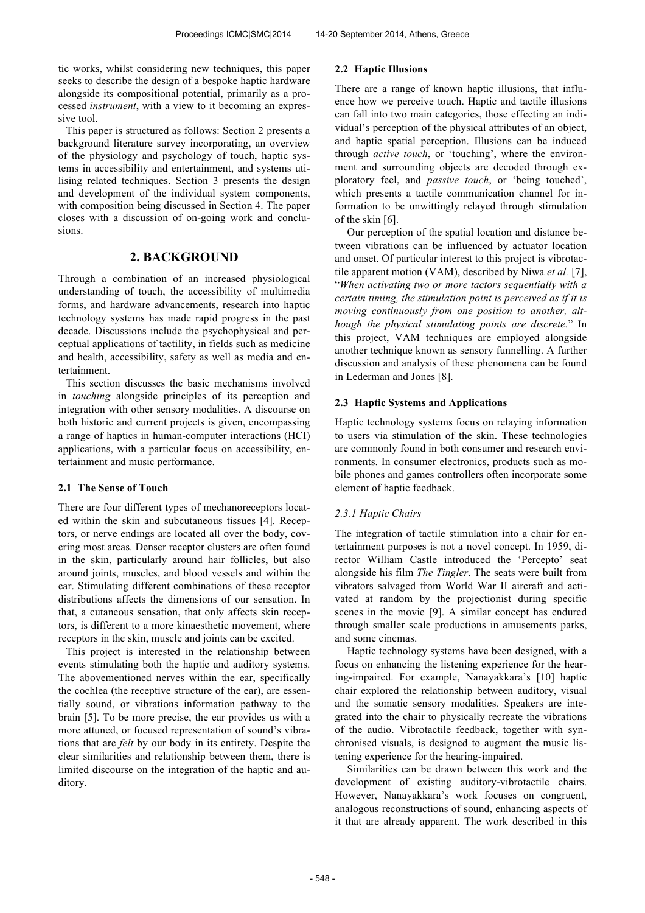tic works, whilst considering new techniques, this paper seeks to describe the design of a bespoke haptic hardware alongside its compositional potential, primarily as a processed *instrument*, with a view to it becoming an expressive tool.

This paper is structured as follows: Section 2 presents a background literature survey incorporating, an overview of the physiology and psychology of touch, haptic systems in accessibility and entertainment, and systems utilising related techniques. Section 3 presents the design and development of the individual system components, with composition being discussed in Section 4. The paper closes with a discussion of on-going work and conclusions.

## 2. BACKGROUND

Through a combination of an increased physiological understanding of touch, the accessibility of multimedia forms, and hardware advancements, research into haptic technology systems has made rapid progress in the past decade. Discussions include the psychophysical and perceptual applications of tactility, in fields such as medicine and health, accessibility, safety as well as media and entertainment.

This section discusses the basic mechanisms involved in *touching* alongside principles of its perception and integration with other sensory modalities. A discourse on both historic and current projects is given, encompassing a range of haptics in human-computer interactions (HCI) applications, with a particular focus on accessibility, entertainment and music performance.

### 2.1 The Sense of Touch

There are four different types of mechanoreceptors located within the skin and subcutaneous tissues [4]. Receptors, or nerve endings are located all over the body, covering most areas. Denser receptor clusters are often found in the skin, particularly around hair follicles, but also around joints, muscles, and blood vessels and within the ear. Stimulating different combinations of these receptor distributions affects the dimensions of our sensation. In that, a cutaneous sensation, that only affects skin receptors, is different to a more kinaesthetic movement, where receptors in the skin, muscle and joints can be excited.

This project is interested in the relationship between events stimulating both the haptic and auditory systems. The abovementioned nerves within the ear, specifically the cochlea (the receptive structure of the ear), are essentially sound, or vibrations information pathway to the brain [5]. To be more precise, the ear provides us with a more attuned, or focused representation of sound's vibrations that are *felt* by our body in its entirety. Despite the clear similarities and relationship between them, there is limited discourse on the integration of the haptic and auditory.

### 2.2 Haptic Illusions

There are a range of known haptic illusions, that influence how we perceive touch. Haptic and tactile illusions can fall into two main categories, those effecting an individual's perception of the physical attributes of an object, and haptic spatial perception. Illusions can be induced through *active touch*, or 'touching', where the environment and surrounding objects are decoded through exploratory feel, and *passive touch*, or 'being touched', which presents a tactile communication channel for information to be unwittingly relayed through stimulation of the skin [6].

Our perception of the spatial location and distance between vibrations can be influenced by actuator location and onset. Of particular interest to this project is vibrotactile apparent motion (VAM), described by Niwa *et al.* [7], "*When activating two or more tactors sequentially with a certain timing, the stimulation point is perceived as if it is moving continuously from one position to another, although the physical stimulating points are discrete.*" In this project, VAM techniques are employed alongside another technique known as sensory funnelling. A further discussion and analysis of these phenomena can be found in Lederman and Jones [8].

### 2.3 Haptic Systems and Applications

Haptic technology systems focus on relaying information to users via stimulation of the skin. These technologies are commonly found in both consumer and research environments. In consumer electronics, products such as mobile phones and games controllers often incorporate some element of haptic feedback.

#### *2.3.1 Haptic Chairs*

The integration of tactile stimulation into a chair for entertainment purposes is not a novel concept. In 1959, director William Castle introduced the 'Percepto' seat alongside his film *The Tingler*. The seats were built from vibrators salvaged from World War II aircraft and activated at random by the projectionist during specific scenes in the movie [9]. A similar concept has endured through smaller scale productions in amusements parks, and some cinemas.

Haptic technology systems have been designed, with a focus on enhancing the listening experience for the hearing-impaired. For example, Nanayakkara's [10] haptic chair explored the relationship between auditory, visual and the somatic sensory modalities. Speakers are integrated into the chair to physically recreate the vibrations of the audio. Vibrotactile feedback, together with synchronised visuals, is designed to augment the music listening experience for the hearing-impaired.

Similarities can be drawn between this work and the development of existing auditory-vibrotactile chairs. However, Nanayakkara's work focuses on congruent, analogous reconstructions of sound, enhancing aspects of it that are already apparent. The work described in this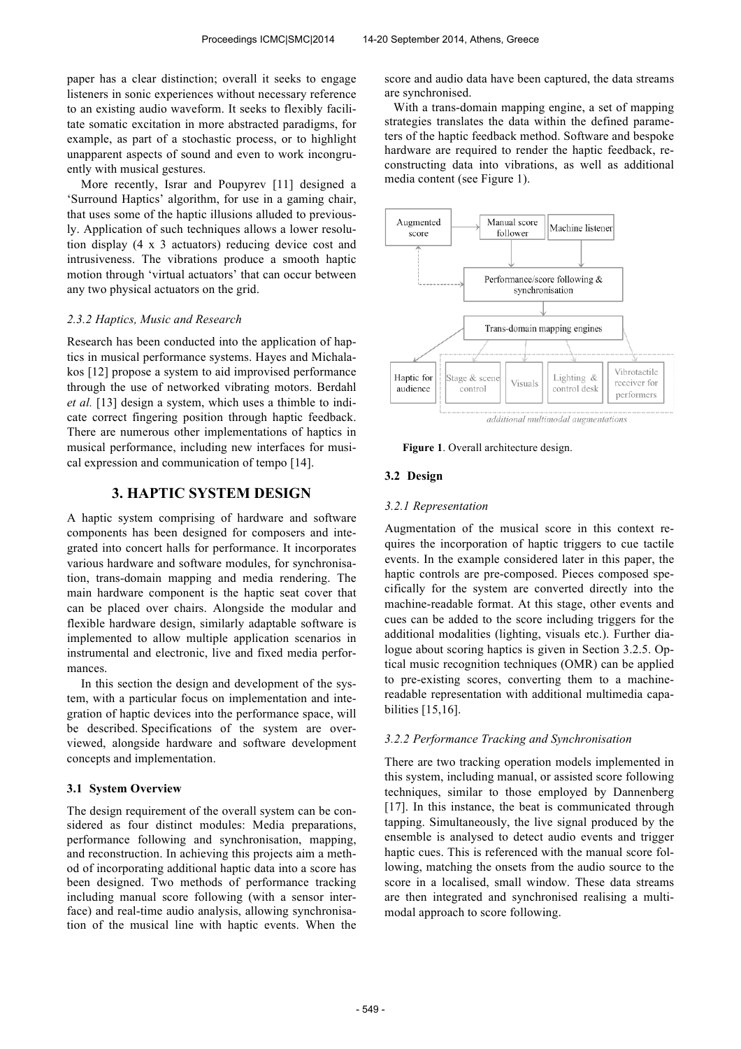paper has a clear distinction; overall it seeks to engage listeners in sonic experiences without necessary reference to an existing audio waveform. It seeks to flexibly facilitate somatic excitation in more abstracted paradigms, for example, as part of a stochastic process, or to highlight unapparent aspects of sound and even to work incongruently with musical gestures.

More recently, Israr and Poupyrev [11] designed a 'Surround Haptics' algorithm, for use in a gaming chair, that uses some of the haptic illusions alluded to previously. Application of such techniques allows a lower resolution display (4 x 3 actuators) reducing device cost and intrusiveness. The vibrations produce a smooth haptic motion through 'virtual actuators' that can occur between any two physical actuators on the grid.

#### *2.3.2 Haptics, Music and Research*

Research has been conducted into the application of haptics in musical performance systems. Hayes and Michalakos [12] propose a system to aid improvised performance through the use of networked vibrating motors. Berdahl *et al.* [13] design a system, which uses a thimble to indicate correct fingering position through haptic feedback. There are numerous other implementations of haptics in musical performance, including new interfaces for musical expression and communication of tempo [14].

## 3. HAPTIC SYSTEM DESIGN

A haptic system comprising of hardware and software components has been designed for composers and integrated into concert halls for performance. It incorporates various hardware and software modules, for synchronisation, trans-domain mapping and media rendering. The main hardware component is the haptic seat cover that can be placed over chairs. Alongside the modular and flexible hardware design, similarly adaptable software is implemented to allow multiple application scenarios in instrumental and electronic, live and fixed media performances.

In this section the design and development of the system, with a particular focus on implementation and integration of haptic devices into the performance space, will be described. Specifications of the system are overviewed, alongside hardware and software development concepts and implementation.

### 3.1 System Overview

The design requirement of the overall system can be considered as four distinct modules: Media preparations, performance following and synchronisation, mapping, and reconstruction. In achieving this projects aim a method of incorporating additional haptic data into a score has been designed. Two methods of performance tracking including manual score following (with a sensor interface) and real-time audio analysis, allowing synchronisation of the musical line with haptic events. When the score and audio data have been captured, the data streams are synchronised.

With a trans-domain mapping engine, a set of mapping strategies translates the data within the defined parameters of the haptic feedback method. Software and bespoke hardware are required to render the haptic feedback, reconstructing data into vibrations, as well as additional media content (see Figure 1).

Augmented score → Manual score follower / Machine listener → Performance/score following & synchronisation → Trans-domain mapping engines → Haptic for audience; Stage & scene control; Visuals; Lighting & control desk; Vibrotactile receiver for performers (additional multimodal augmentations)

**Figure 1**. Overall architecture design.

### 3.2 Design

#### *3.2.1 Representation*

Augmentation of the musical score in this context requires the incorporation of haptic triggers to cue tactile events. In the example considered later in this paper, the haptic controls are pre-composed. Pieces composed specifically for the system are converted directly into the machine-readable format. At this stage, other events and cues can be added to the score including triggers for the additional modalities (lighting, visuals etc.). Further dialogue about scoring haptics is given in Section 3.2.5. Optical music recognition techniques (OMR) can be applied to pre-existing scores, converting them to a machine-readable representation with additional multimedia capabilities [15,16].

#### *3.2.2 Performance Tracking and Synchronisation*

There are two tracking operation models implemented in this system, including manual, or assisted score following techniques, similar to those employed by Dannenberg [17]. In this instance, the beat is communicated through tapping. Simultaneously, the live signal produced by the ensemble is analysed to detect audio events and trigger haptic cues. This is referenced with the manual score following, matching the onsets from the audio source to the score in a localised, small window. These data streams are then integrated and synchronised realising a multimodal approach to score following.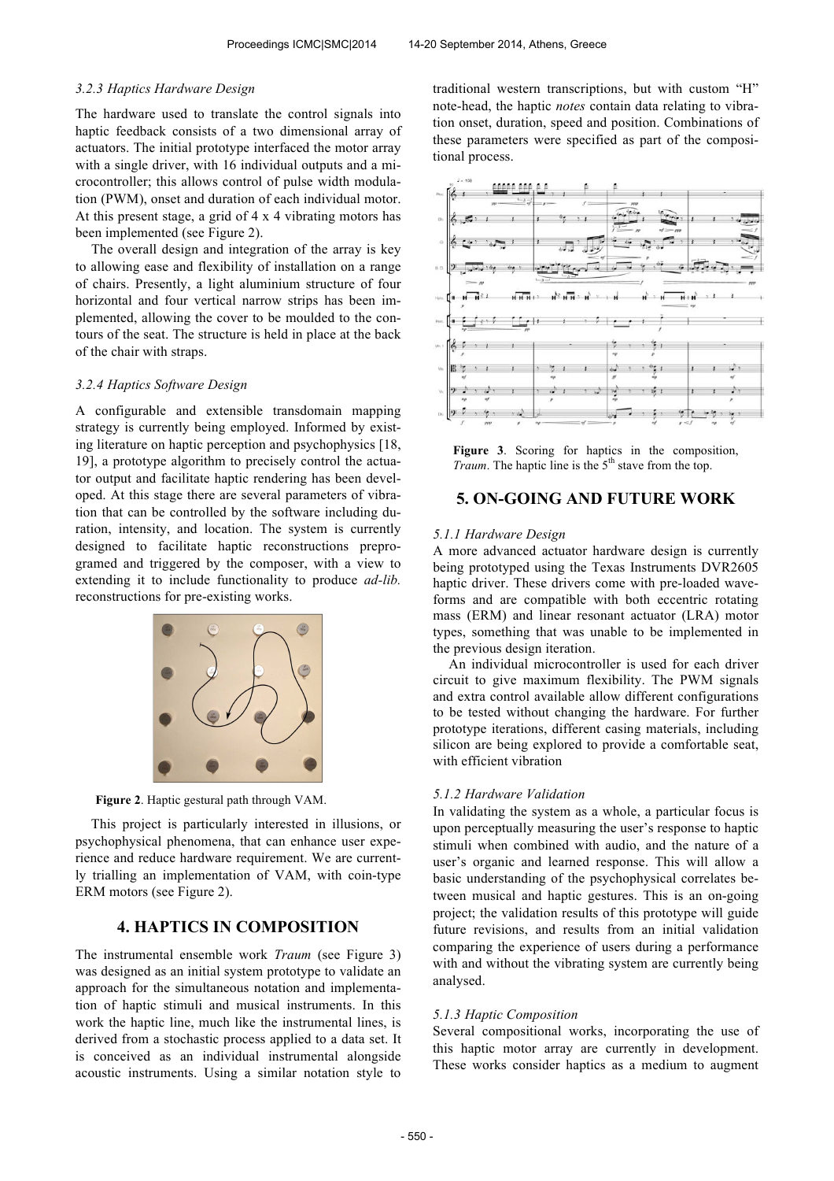### 3.2.3 Haptics Hardware Design

The hardware used to translate the control signals into haptic feedback consists of a two dimensional array of actuators. The initial prototype interfaced the motor array with a single driver, with 16 individual outputs and a microcontroller; this allows control of pulse width modulation (PWM), onset and duration of each individual motor. At this present stage, a grid of 4 x 4 vibrating motors has been implemented (see Figure 2).

The overall design and integration of the array is key to allowing ease and flexibility of installation on a range of chairs. Presently, a light aluminium structure of four horizontal and four vertical narrow strips has been implemented, allowing the cover to be moulded to the contours of the seat. The structure is held in place at the back of the chair with straps.

### 3.2.4 Haptics Software Design

A configurable and extensible transdomain mapping strategy is currently being employed. Informed by existing literature on haptic perception and psychophysics [18, 19], a prototype algorithm to precisely control the actuator output and facilitate haptic rendering has been developed. At this stage there are several parameters of vibration that can be controlled by the software including duration, intensity, and location. The system is currently designed to facilitate haptic reconstructions preprogramed and triggered by the composer, with a view to extending it to include functionality to produce *ad-lib.* reconstructions for pre-existing works.

**Figure 2**. Haptic gestural path through VAM.

This project is particularly interested in illusions, or psychophysical phenomena, that can enhance user experience and reduce hardware requirement. We are currently trialling an implementation of VAM, with coin-type ERM motors (see Figure 2).

## 4. HAPTICS IN COMPOSITION

The instrumental ensemble work *Traum* (see Figure 3) was designed as an initial system prototype to validate an approach for the simultaneous notation and implementation of haptic stimuli and musical instruments. In this work the haptic line, much like the instrumental lines, is derived from a stochastic process applied to a data set. It is conceived as an individual instrumental alongside acoustic instruments. Using a similar notation style to traditional western transcriptions, but with custom "H" note-head, the haptic *notes* contain data relating to vibration onset, duration, speed and position. Combinations of these parameters were specified as part of the compositional process.

**Figure 3**. Scoring for haptics in the composition, *Traum*. The haptic line is the 5th stave from the top.

## 5. ON-GOING AND FUTURE WORK

### 5.1.1 Hardware Design

A more advanced actuator hardware design is currently being prototyped using the Texas Instruments DVR2605 haptic driver. These drivers come with pre-loaded waveforms and are compatible with both eccentric rotating mass (ERM) and linear resonant actuator (LRA) motor types, something that was unable to be implemented in the previous design iteration.

An individual microcontroller is used for each driver circuit to give maximum flexibility. The PWM signals and extra control available allow different configurations to be tested without changing the hardware. For further prototype iterations, different casing materials, including silicon are being explored to provide a comfortable seat, with efficient vibration

### 5.1.2 Hardware Validation

In validating the system as a whole, a particular focus is upon perceptually measuring the user's response to haptic stimuli when combined with audio, and the nature of a user's organic and learned response. This will allow a basic understanding of the psychophysical correlates between musical and haptic gestures. This is an on-going project; the validation results of this prototype will guide future revisions, and results from an initial validation comparing the experience of users during a performance with and without the vibrating system are currently being analysed.

### 5.1.3 Haptic Composition

Several compositional works, incorporating the use of this haptic motor array are currently in development. These works consider haptics as a medium to augment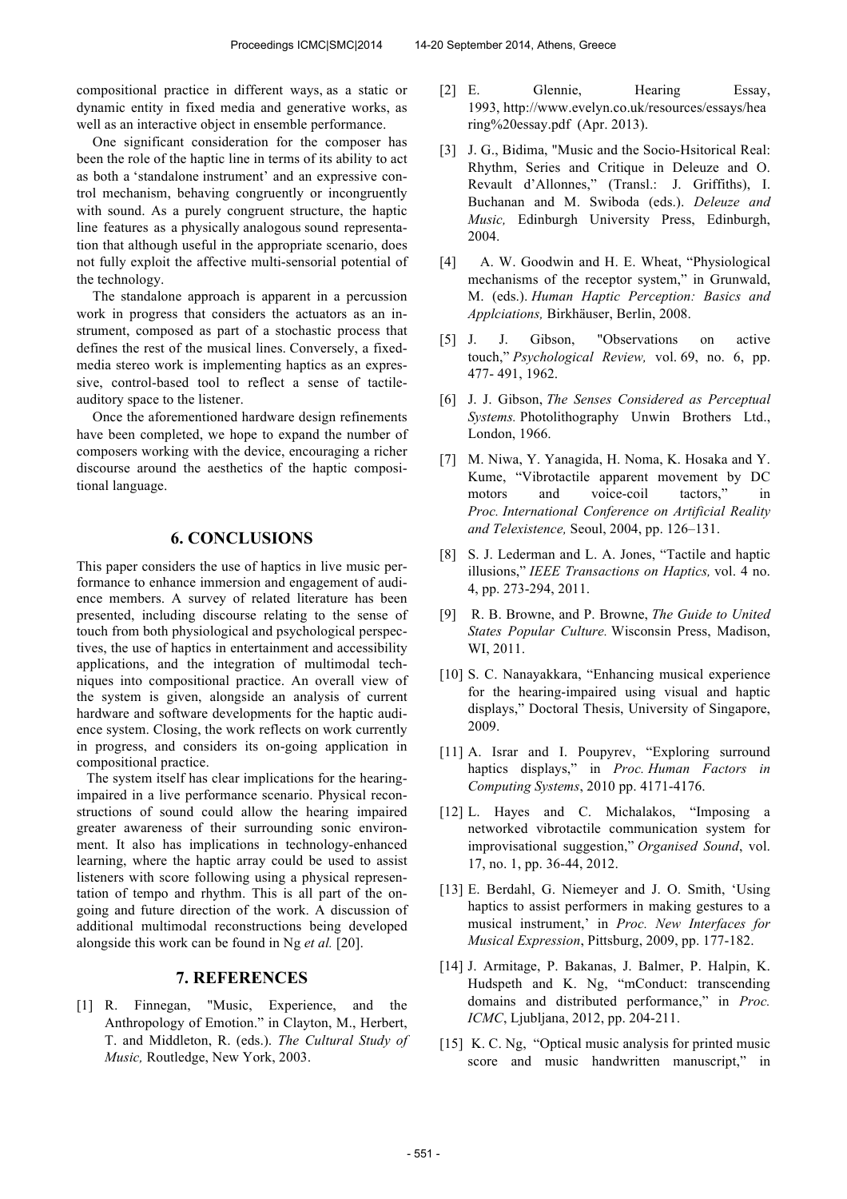compositional practice in different ways, as a static or dynamic entity in fixed media and generative works, as well as an interactive object in ensemble performance.

One significant consideration for the composer has been the role of the haptic line in terms of its ability to act as both a 'standalone instrument' and an expressive control mechanism, behaving congruently or incongruently with sound. As a purely congruent structure, the haptic line features as a physically analogous sound representation that although useful in the appropriate scenario, does not fully exploit the affective multi-sensorial potential of the technology.

The standalone approach is apparent in a percussion work in progress that considers the actuators as an instrument, composed as part of a stochastic process that defines the rest of the musical lines. Conversely, a fixed-media stereo work is implementing haptics as an expressive, control-based tool to reflect a sense of tactile-auditory space to the listener.

Once the aforementioned hardware design refinements have been completed, we hope to expand the number of composers working with the device, encouraging a richer discourse around the aesthetics of the haptic compositional language.

## 6. CONCLUSIONS

This paper considers the use of haptics in live music performance to enhance immersion and engagement of audience members. A survey of related literature has been presented, including discourse relating to the sense of touch from both physiological and psychological perspectives, the use of haptics in entertainment and accessibility applications, and the integration of multimodal techniques into compositional practice. An overall view of the system is given, alongside an analysis of current hardware and software developments for the haptic audience system. Closing, the work reflects on work currently in progress, and considers its on-going application in compositional practice.

The system itself has clear implications for the hearing-impaired in a live performance scenario. Physical reconstructions of sound could allow the hearing impaired greater awareness of their surrounding sonic environment. It also has implications in technology-enhanced learning, where the haptic array could be used to assist listeners with score following using a physical representation of tempo and rhythm. This is all part of the on-going and future direction of the work. A discussion of additional multimodal reconstructions being developed alongside this work can be found in Ng *et al.* [20].

## 7. REFERENCES

[1] R. Finnegan, "Music, Experience, and the Anthropology of Emotion." in Clayton, M., Herbert, T. and Middleton, R. (eds.). *The Cultural Study of Music,* Routledge, New York, 2003.

[2] E. Glennie, Hearing Essay, 1993, http://www.evelyn.co.uk/resources/essays/hearing%20essay.pdf (Apr. 2013).

[3] J. G., Bidima, "Music and the Socio-Hsitorical Real: Rhythm, Series and Critique in Deleuze and O. Revault d'Allonnes," (Transl.: J. Griffiths), I. Buchanan and M. Swiboda (eds.). *Deleuze and Music,* Edinburgh University Press, Edinburgh, 2004.

[4] A. W. Goodwin and H. E. Wheat, "Physiological mechanisms of the receptor system," in Grunwald, M. (eds.). *Human Haptic Perception: Basics and Applciations,* Birkhäuser, Berlin, 2008.

[5] J. J. Gibson, "Observations on active touch," *Psychological Review,* vol. 69, no. 6, pp. 477- 491, 1962.

[6] J. J. Gibson, *The Senses Considered as Perceptual Systems.* Photolithography Unwin Brothers Ltd., London, 1966.

[7] M. Niwa, Y. Yanagida, H. Noma, K. Hosaka and Y. Kume, "Vibrotactile apparent movement by DC motors and voice-coil tactors," in *Proc. International Conference on Artificial Reality and Telexistence,* Seoul, 2004, pp. 126–131.

[8] S. J. Lederman and L. A. Jones, "Tactile and haptic illusions," *IEEE Transactions on Haptics,* vol. 4 no. 4, pp. 273-294, 2011.

[9] R. B. Browne, and P. Browne, *The Guide to United States Popular Culture.* Wisconsin Press, Madison, WI, 2011.

[10] S. C. Nanayakkara, "Enhancing musical experience for the hearing-impaired using visual and haptic displays," Doctoral Thesis, University of Singapore, 2009.

[11] A. Israr and I. Poupyrev, "Exploring surround haptics displays," in *Proc. Human Factors in Computing Systems*, 2010 pp. 4171-4176.

[12] L. Hayes and C. Michalakos, "Imposing a networked vibrotactile communication system for improvisational suggestion," *Organised Sound*, vol. 17, no. 1, pp. 36-44, 2012.

[13] E. Berdahl, G. Niemeyer and J. O. Smith, 'Using haptics to assist performers in making gestures to a musical instrument,' in *Proc. New Interfaces for Musical Expression*, Pittsburg, 2009, pp. 177-182.

[14] J. Armitage, P. Bakanas, J. Balmer, P. Halpin, K. Hudspeth and K. Ng, "mConduct: transcending domains and distributed performance," in *Proc. ICMC*, Ljubljana, 2012, pp. 204-211.

[15] K. C. Ng, "Optical music analysis for printed music score and music handwritten manuscript," in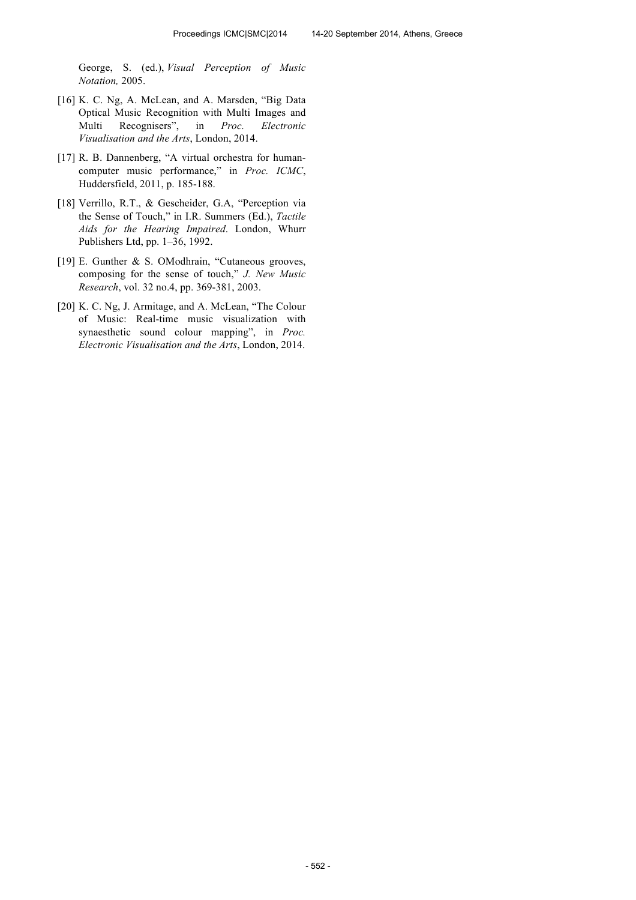George, S. (ed.), *Visual Perception of Music Notation,* 2005.

[16] K. C. Ng, A. McLean, and A. Marsden, "Big Data Optical Music Recognition with Multi Images and Multi Recognisers", in *Proc. Electronic Visualisation and the Arts*, London, 2014.

[17] R. B. Dannenberg, "A virtual orchestra for human-computer music performance," in *Proc. ICMC*, Huddersfield, 2011, p. 185-188.

[18] Verrillo, R.T., & Gescheider, G.A, "Perception via the Sense of Touch," in I.R. Summers (Ed.), *Tactile Aids for the Hearing Impaired*. London, Whurr Publishers Ltd, pp. 1–36, 1992.

[19] E. Gunther & S. OModhrain, "Cutaneous grooves, composing for the sense of touch," *J. New Music Research*, vol. 32 no.4, pp. 369-381, 2003.

[20] K. C. Ng, J. Armitage, and A. McLean, "The Colour of Music: Real-time music visualization with synaesthetic sound colour mapping", in *Proc. Electronic Visualisation and the Arts*, London, 2014.